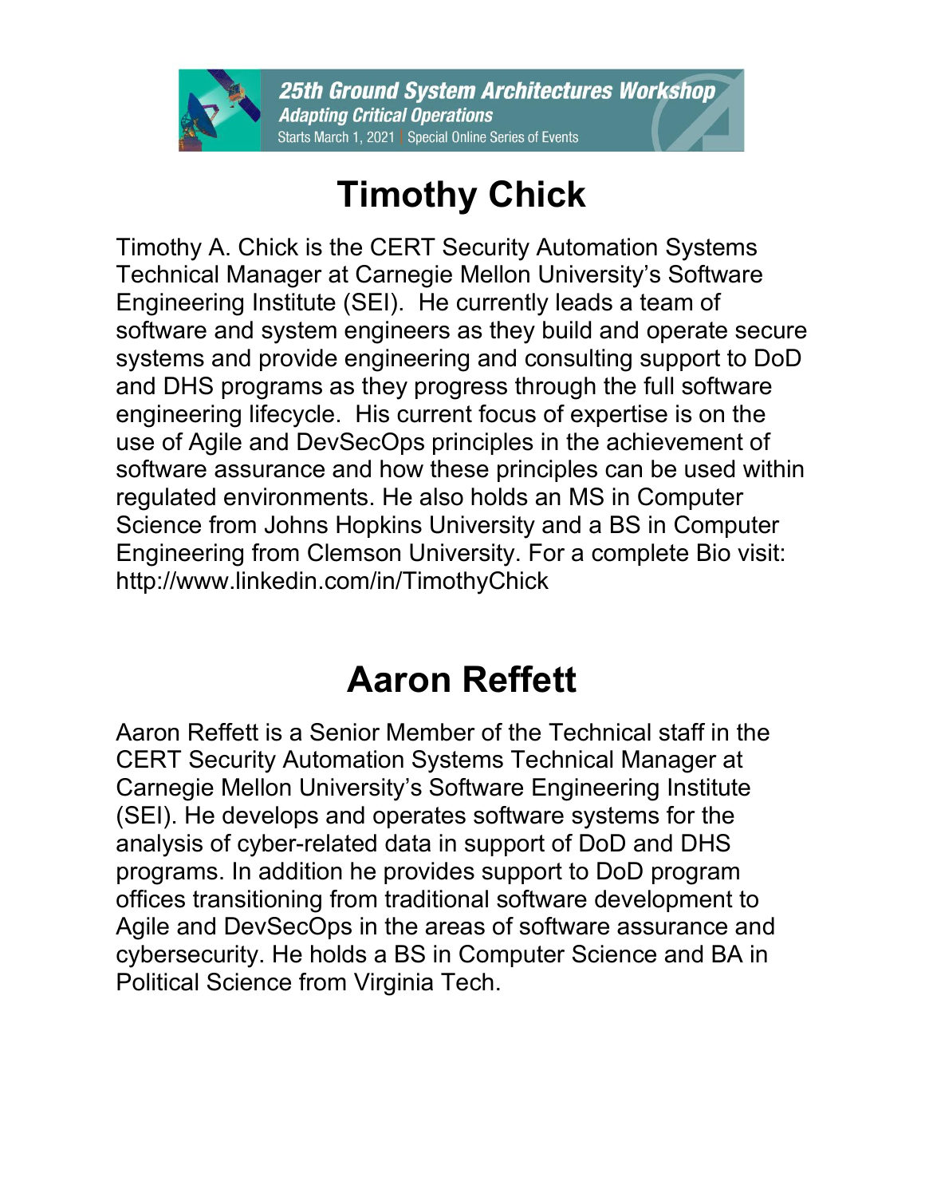# Timothy Chick

Timothy A. Chick is the CERT Security Automation Systems Technical Manager at Carnegie Mellon University's Software Engineering Institute (SEI). He currently leads a team of software and system engineers as they build and operate secure systems and provide engineering and consulting support to DoD and DHS programs as they progress through the full software engineering lifecycle. His current focus of expertise is on the use of Agile and DevSecOps principles in the achievement of software assurance and how these principles can be used within regulated environments. He also holds an MS in Computer Science from Johns Hopkins University and a BS in Computer Engineering from Clemson University. For a complete Bio visit: http://www.linkedin.com/in/TimothyChick

# Aaron Reffett

Aaron Reffett is a Senior Member of the Technical staff in the CERT Security Automation Systems Technical Manager at Carnegie Mellon University's Software Engineering Institute (SEI). He develops and operates software systems for the analysis of cyber-related data in support of DoD and DHS programs. In addition he provides support to DoD program offices transitioning from traditional software development to Agile and DevSecOps in the areas of software assurance and cybersecurity. He holds a BS in Computer Science and BA in Political Science from Virginia Tech.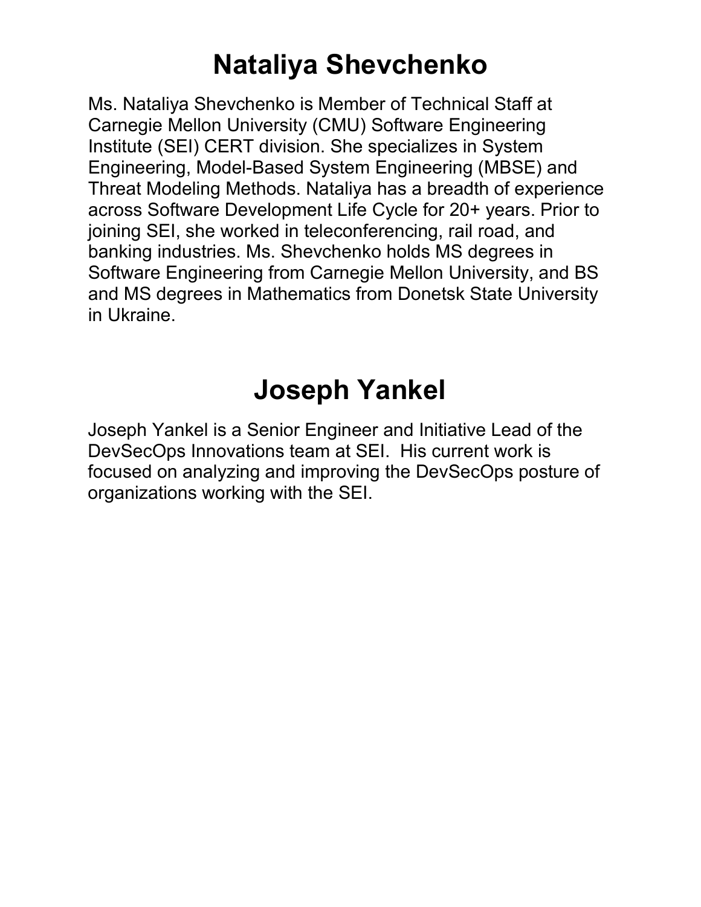# Nataliya Shevchenko

Ms. Nataliya Shevchenko is Member of Technical Staff at Carnegie Mellon University (CMU) Software Engineering Institute (SEI) CERT division. She specializes in System Engineering, Model-Based System Engineering (MBSE) and Threat Modeling Methods. Nataliya has a breadth of experience across Software Development Life Cycle for 20+ years. Prior to joining SEI, she worked in teleconferencing, rail road, and banking industries. Ms. Shevchenko holds MS degrees in Software Engineering from Carnegie Mellon University, and BS and MS degrees in Mathematics from Donetsk State University in Ukraine.

# Joseph Yankel

Joseph Yankel is a Senior Engineer and Initiative Lead of the DevSecOps Innovations team at SEI. His current work is focused on analyzing and improving the DevSecOps posture of organizations working with the SEI.